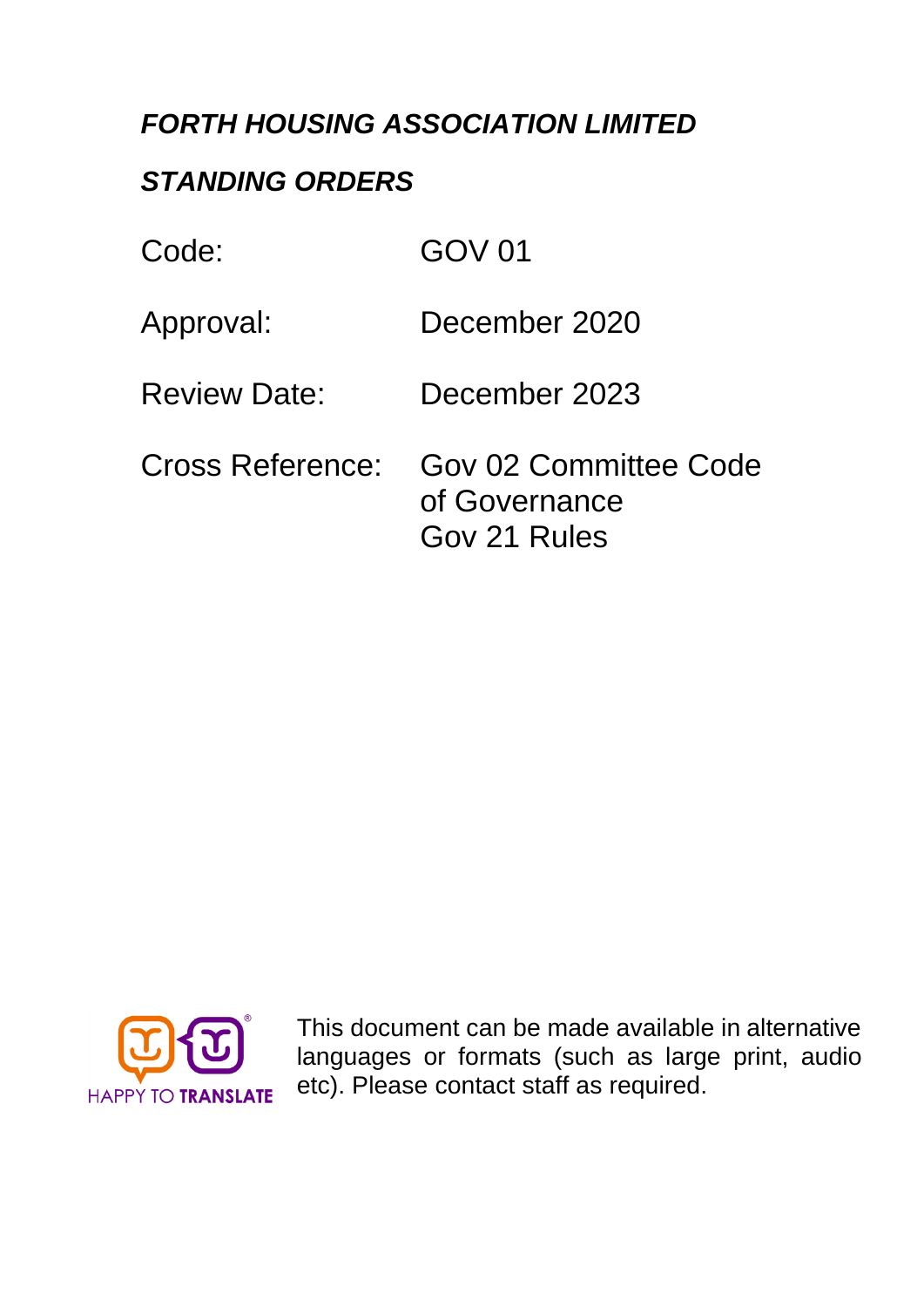***FORTH HOUSING ASSOCIATION LIMITED***

***STANDING ORDERS***

| | |
|---|---|
| Code: | GOV 01 |
| Approval: | December 2020 |
| Review Date: | December 2023 |
| Cross Reference: | Gov 02 Committee Code of Governance<br>Gov 21 Rules |

HAPPY TO TRANSLATE

This document can be made available in alternative languages or formats (such as large print, audio etc). Please contact staff as required.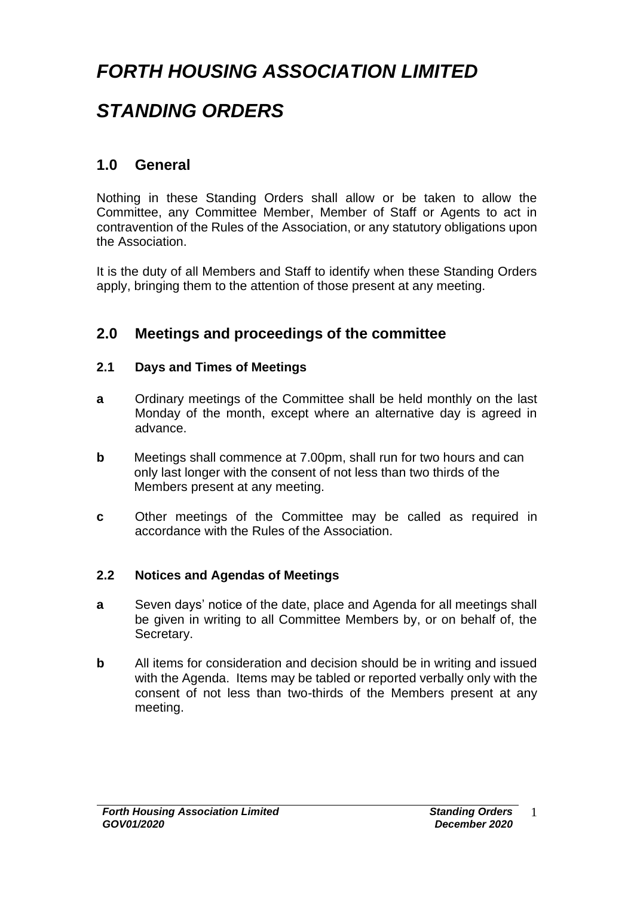# *FORTH HOUSING ASSOCIATION LIMITED*

# *STANDING ORDERS*

## 1.0 General

Nothing in these Standing Orders shall allow or be taken to allow the Committee, any Committee Member, Member of Staff or Agents to act in contravention of the Rules of the Association, or any statutory obligations upon the Association.

It is the duty of all Members and Staff to identify when these Standing Orders apply, bringing them to the attention of those present at any meeting.

## 2.0 Meetings and proceedings of the committee

### 2.1 Days and Times of Meetings

**a** Ordinary meetings of the Committee shall be held monthly on the last Monday of the month, except where an alternative day is agreed in advance.

**b** Meetings shall commence at 7.00pm, shall run for two hours and can only last longer with the consent of not less than two thirds of the Members present at any meeting.

**c** Other meetings of the Committee may be called as required in accordance with the Rules of the Association.

### 2.2 Notices and Agendas of Meetings

**a** Seven days' notice of the date, place and Agenda for all meetings shall be given in writing to all Committee Members by, or on behalf of, the Secretary.

**b** All items for consideration and decision should be in writing and issued with the Agenda. Items may be tabled or reported verbally only with the consent of not less than two-thirds of the Members present at any meeting.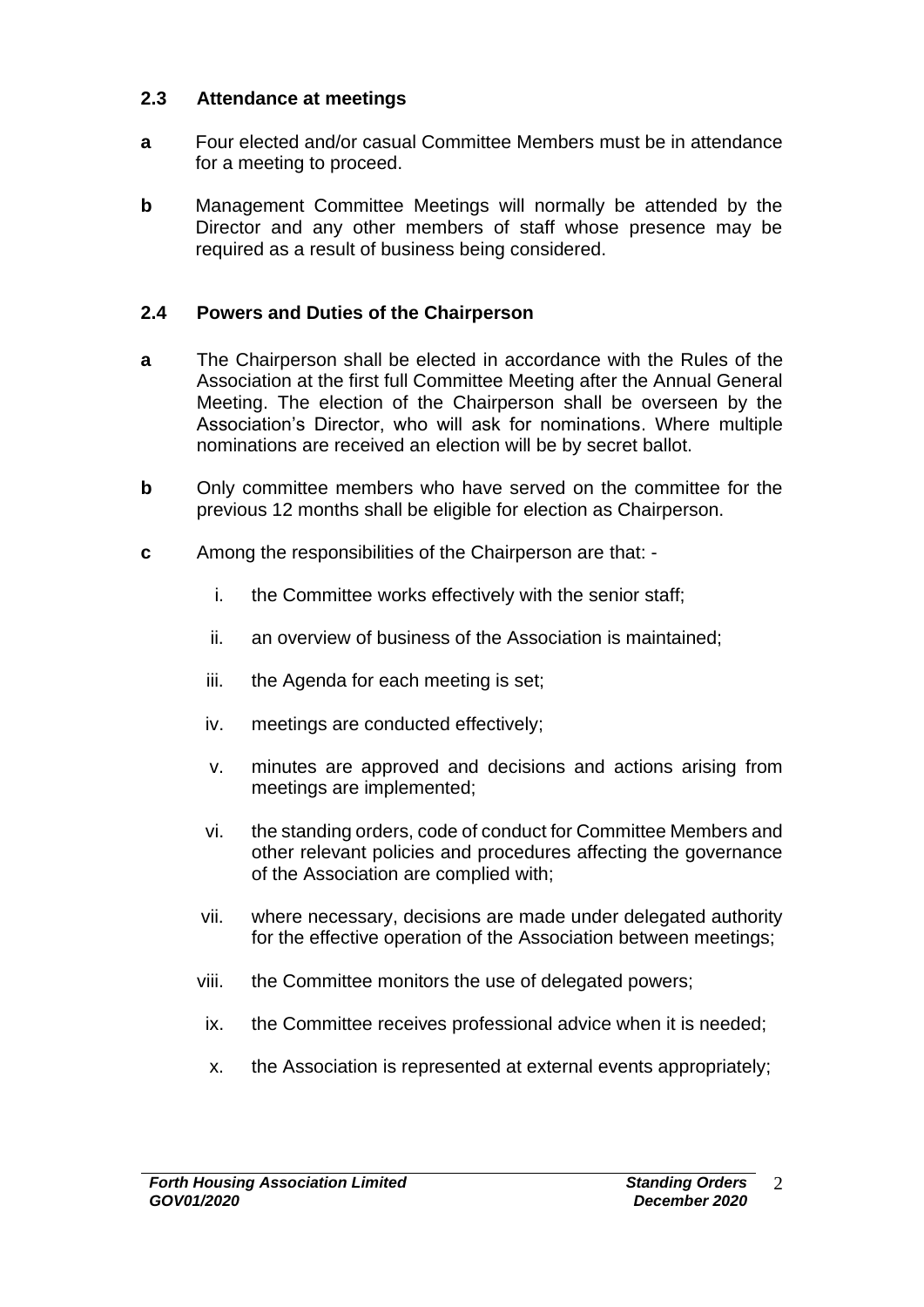### 2.3 Attendance at meetings

**a** Four elected and/or casual Committee Members must be in attendance for a meeting to proceed.

**b** Management Committee Meetings will normally be attended by the Director and any other members of staff whose presence may be required as a result of business being considered.

### 2.4 Powers and Duties of the Chairperson

**a** The Chairperson shall be elected in accordance with the Rules of the Association at the first full Committee Meeting after the Annual General Meeting. The election of the Chairperson shall be overseen by the Association's Director, who will ask for nominations. Where multiple nominations are received an election will be by secret ballot.

**b** Only committee members who have served on the committee for the previous 12 months shall be eligible for election as Chairperson.

**c** Among the responsibilities of the Chairperson are that: -

i. the Committee works effectively with the senior staff;

ii. an overview of business of the Association is maintained;

iii. the Agenda for each meeting is set;

iv. meetings are conducted effectively;

v. minutes are approved and decisions and actions arising from meetings are implemented;

vi. the standing orders, code of conduct for Committee Members and other relevant policies and procedures affecting the governance of the Association are complied with;

vii. where necessary, decisions are made under delegated authority for the effective operation of the Association between meetings;

viii. the Committee monitors the use of delegated powers;

ix. the Committee receives professional advice when it is needed;

x. the Association is represented at external events appropriately;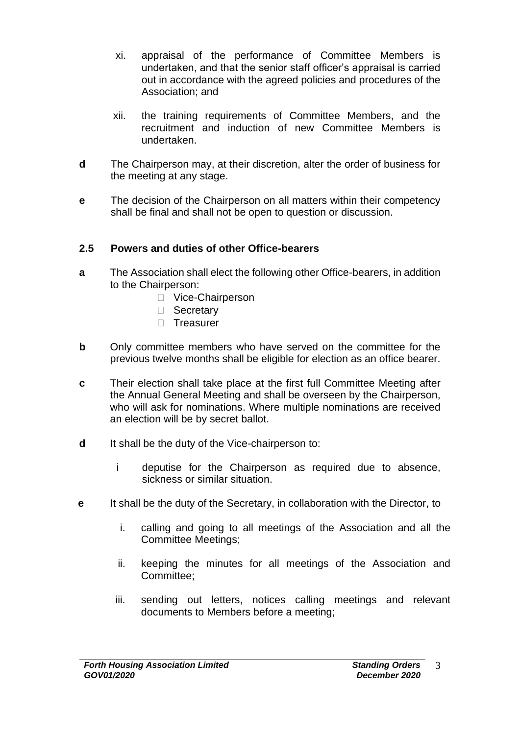xi. appraisal of the performance of Committee Members is undertaken, and that the senior staff officer's appraisal is carried out in accordance with the agreed policies and procedures of the Association; and

xii. the training requirements of Committee Members, and the recruitment and induction of new Committee Members is undertaken.

**d** The Chairperson may, at their discretion, alter the order of business for the meeting at any stage.

**e** The decision of the Chairperson on all matters within their competency shall be final and shall not be open to question or discussion.

### 2.5 Powers and duties of other Office-bearers

**a** The Association shall elect the following other Office-bearers, in addition to the Chairperson:

- Vice-Chairperson
- Secretary
- Treasurer

**b** Only committee members who have served on the committee for the previous twelve months shall be eligible for election as an office bearer.

**c** Their election shall take place at the first full Committee Meeting after the Annual General Meeting and shall be overseen by the Chairperson, who will ask for nominations. Where multiple nominations are received an election will be by secret ballot.

**d** It shall be the duty of the Vice-chairperson to:

i deputise for the Chairperson as required due to absence, sickness or similar situation.

**e** It shall be the duty of the Secretary, in collaboration with the Director, to

i. calling and going to all meetings of the Association and all the Committee Meetings;

ii. keeping the minutes for all meetings of the Association and Committee;

iii. sending out letters, notices calling meetings and relevant documents to Members before a meeting;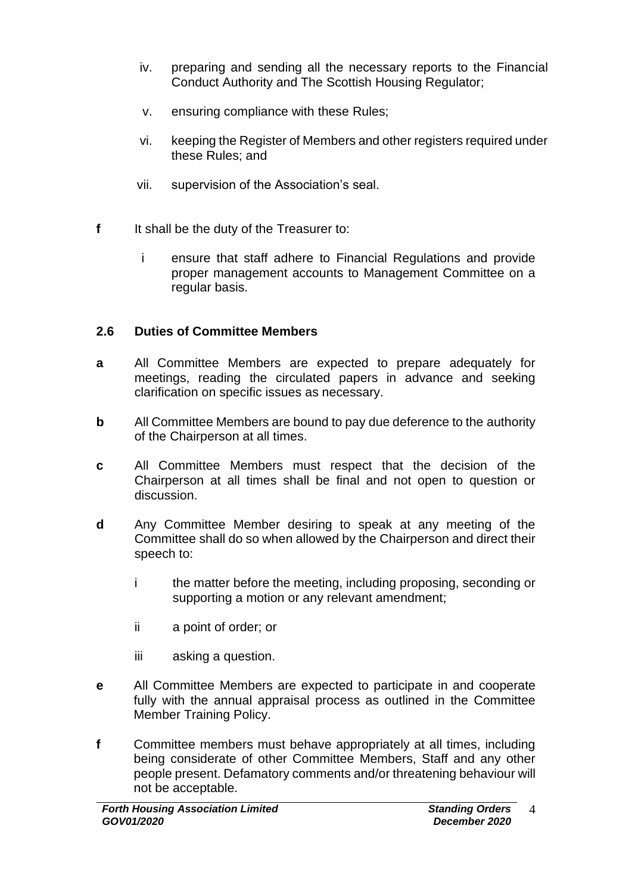- iv. preparing and sending all the necessary reports to the Financial Conduct Authority and The Scottish Housing Regulator;
- v. ensuring compliance with these Rules;
- vi. keeping the Register of Members and other registers required under these Rules; and
- vii. supervision of the Association's seal.

**f** It shall be the duty of the Treasurer to:

- i ensure that staff adhere to Financial Regulations and provide proper management accounts to Management Committee on a regular basis.

## 2.6 Duties of Committee Members

**a** All Committee Members are expected to prepare adequately for meetings, reading the circulated papers in advance and seeking clarification on specific issues as necessary.

**b** All Committee Members are bound to pay due deference to the authority of the Chairperson at all times.

**c** All Committee Members must respect that the decision of the Chairperson at all times shall be final and not open to question or discussion.

**d** Any Committee Member desiring to speak at any meeting of the Committee shall do so when allowed by the Chairperson and direct their speech to:

- i the matter before the meeting, including proposing, seconding or supporting a motion or any relevant amendment;
- ii a point of order; or
- iii asking a question.

**e** All Committee Members are expected to participate in and cooperate fully with the annual appraisal process as outlined in the Committee Member Training Policy.

**f** Committee members must behave appropriately at all times, including being considerate of other Committee Members, Staff and any other people present. Defamatory comments and/or threatening behaviour will not be acceptable.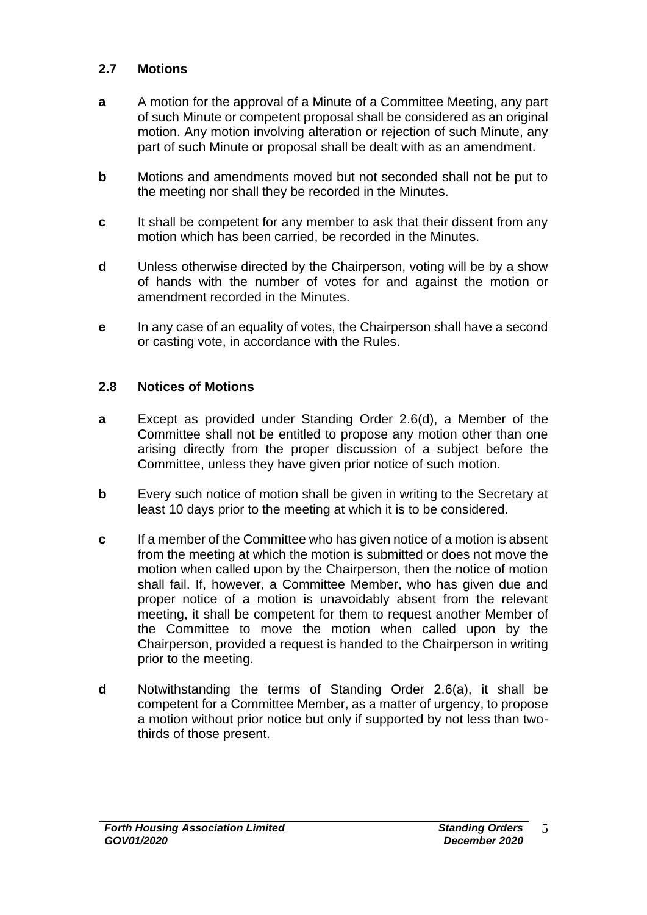### 2.7 Motions

**a** A motion for the approval of a Minute of a Committee Meeting, any part of such Minute or competent proposal shall be considered as an original motion. Any motion involving alteration or rejection of such Minute, any part of such Minute or proposal shall be dealt with as an amendment.

**b** Motions and amendments moved but not seconded shall not be put to the meeting nor shall they be recorded in the Minutes.

**c** It shall be competent for any member to ask that their dissent from any motion which has been carried, be recorded in the Minutes.

**d** Unless otherwise directed by the Chairperson, voting will be by a show of hands with the number of votes for and against the motion or amendment recorded in the Minutes.

**e** In any case of an equality of votes, the Chairperson shall have a second or casting vote, in accordance with the Rules.

### 2.8 Notices of Motions

**a** Except as provided under Standing Order 2.6(d), a Member of the Committee shall not be entitled to propose any motion other than one arising directly from the proper discussion of a subject before the Committee, unless they have given prior notice of such motion.

**b** Every such notice of motion shall be given in writing to the Secretary at least 10 days prior to the meeting at which it is to be considered.

**c** If a member of the Committee who has given notice of a motion is absent from the meeting at which the motion is submitted or does not move the motion when called upon by the Chairperson, then the notice of motion shall fail. If, however, a Committee Member, who has given due and proper notice of a motion is unavoidably absent from the relevant meeting, it shall be competent for them to request another Member of the Committee to move the motion when called upon by the Chairperson, provided a request is handed to the Chairperson in writing prior to the meeting.

**d** Notwithstanding the terms of Standing Order 2.6(a), it shall be competent for a Committee Member, as a matter of urgency, to propose a motion without prior notice but only if supported by not less than two-thirds of those present.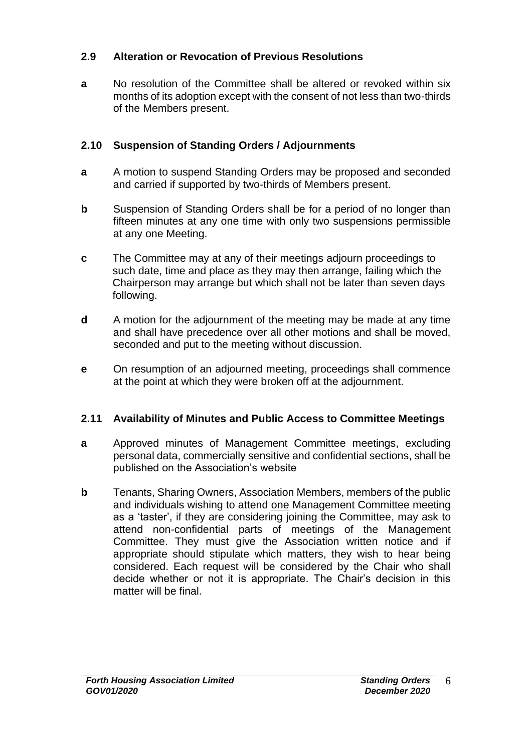### 2.9 Alteration or Revocation of Previous Resolutions

**a** No resolution of the Committee shall be altered or revoked within six months of its adoption except with the consent of not less than two-thirds of the Members present.

### 2.10 Suspension of Standing Orders / Adjournments

**a** A motion to suspend Standing Orders may be proposed and seconded and carried if supported by two-thirds of Members present.

**b** Suspension of Standing Orders shall be for a period of no longer than fifteen minutes at any one time with only two suspensions permissible at any one Meeting.

**c** The Committee may at any of their meetings adjourn proceedings to such date, time and place as they may then arrange, failing which the Chairperson may arrange but which shall not be later than seven days following.

**d** A motion for the adjournment of the meeting may be made at any time and shall have precedence over all other motions and shall be moved, seconded and put to the meeting without discussion.

**e** On resumption of an adjourned meeting, proceedings shall commence at the point at which they were broken off at the adjournment.

### 2.11 Availability of Minutes and Public Access to Committee Meetings

**a** Approved minutes of Management Committee meetings, excluding personal data, commercially sensitive and confidential sections, shall be published on the Association's website

**b** Tenants, Sharing Owners, Association Members, members of the public and individuals wishing to attend one Management Committee meeting as a 'taster', if they are considering joining the Committee, may ask to attend non-confidential parts of meetings of the Management Committee. They must give the Association written notice and if appropriate should stipulate which matters, they wish to hear being considered. Each request will be considered by the Chair who shall decide whether or not it is appropriate. The Chair's decision in this matter will be final.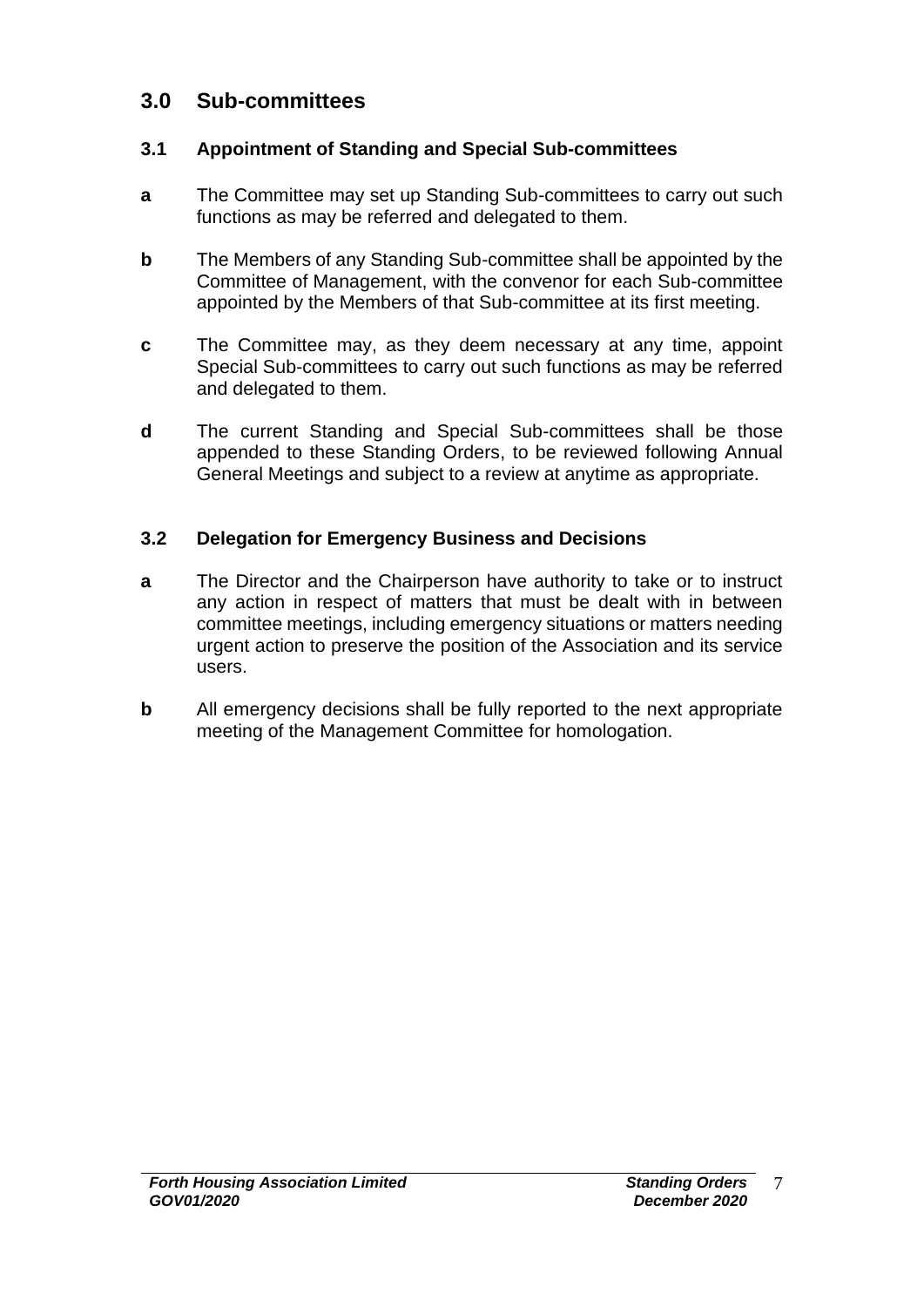## 3.0 Sub-committees

### 3.1 Appointment of Standing and Special Sub-committees

**a** The Committee may set up Standing Sub-committees to carry out such functions as may be referred and delegated to them.

**b** The Members of any Standing Sub-committee shall be appointed by the Committee of Management, with the convenor for each Sub-committee appointed by the Members of that Sub-committee at its first meeting.

**c** The Committee may, as they deem necessary at any time, appoint Special Sub-committees to carry out such functions as may be referred and delegated to them.

**d** The current Standing and Special Sub-committees shall be those appended to these Standing Orders, to be reviewed following Annual General Meetings and subject to a review at anytime as appropriate.

### 3.2 Delegation for Emergency Business and Decisions

**a** The Director and the Chairperson have authority to take or to instruct any action in respect of matters that must be dealt with in between committee meetings, including emergency situations or matters needing urgent action to preserve the position of the Association and its service users.

**b** All emergency decisions shall be fully reported to the next appropriate meeting of the Management Committee for homologation.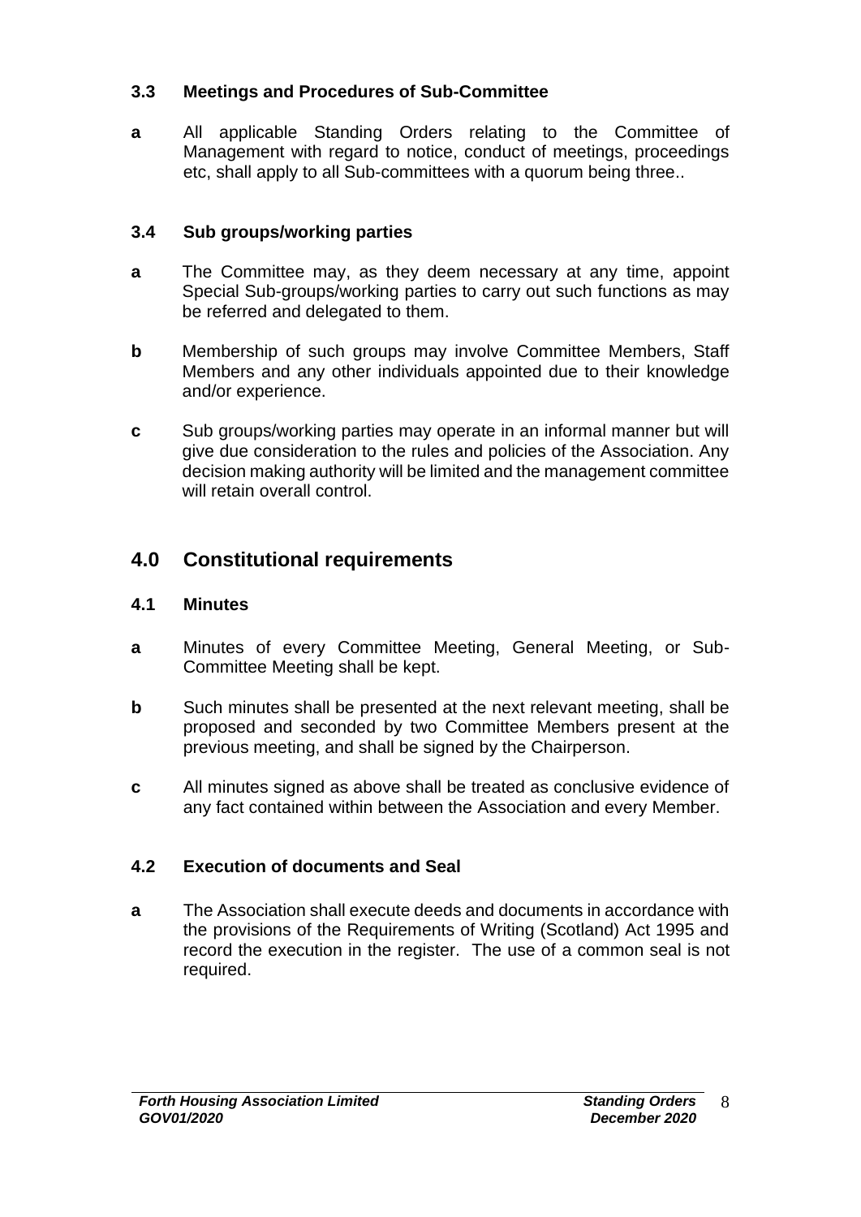### 3.3 Meetings and Procedures of Sub-Committee

**a** All applicable Standing Orders relating to the Committee of Management with regard to notice, conduct of meetings, proceedings etc, shall apply to all Sub-committees with a quorum being three..

### 3.4 Sub groups/working parties

**a** The Committee may, as they deem necessary at any time, appoint Special Sub-groups/working parties to carry out such functions as may be referred and delegated to them.

**b** Membership of such groups may involve Committee Members, Staff Members and any other individuals appointed due to their knowledge and/or experience.

**c** Sub groups/working parties may operate in an informal manner but will give due consideration to the rules and policies of the Association. Any decision making authority will be limited and the management committee will retain overall control.

## 4.0 Constitutional requirements

### 4.1 Minutes

**a** Minutes of every Committee Meeting, General Meeting, or Sub-Committee Meeting shall be kept.

**b** Such minutes shall be presented at the next relevant meeting, shall be proposed and seconded by two Committee Members present at the previous meeting, and shall be signed by the Chairperson.

**c** All minutes signed as above shall be treated as conclusive evidence of any fact contained within between the Association and every Member.

### 4.2 Execution of documents and Seal

**a** The Association shall execute deeds and documents in accordance with the provisions of the Requirements of Writing (Scotland) Act 1995 and record the execution in the register. The use of a common seal is not required.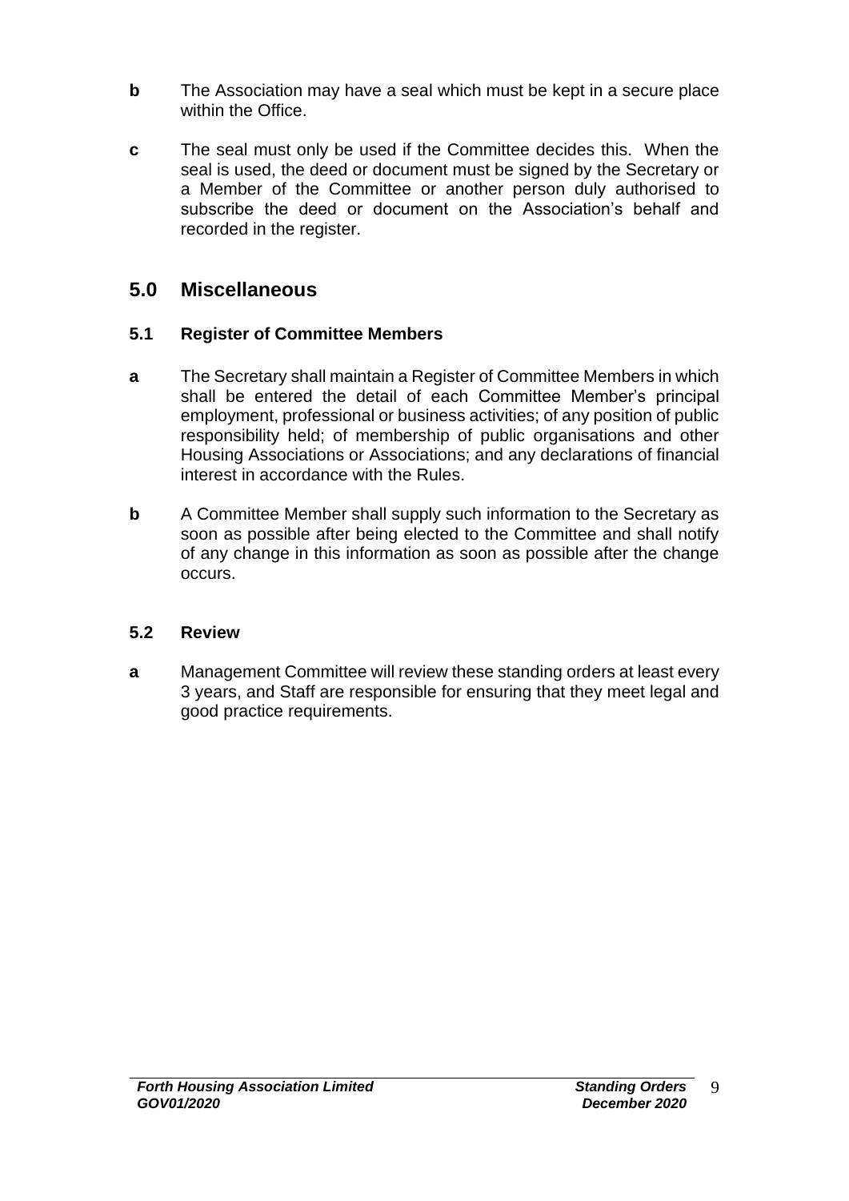**b** The Association may have a seal which must be kept in a secure place within the Office.

**c** The seal must only be used if the Committee decides this. When the seal is used, the deed or document must be signed by the Secretary or a Member of the Committee or another person duly authorised to subscribe the deed or document on the Association's behalf and recorded in the register.

## 5.0 Miscellaneous

### 5.1 Register of Committee Members

**a** The Secretary shall maintain a Register of Committee Members in which shall be entered the detail of each Committee Member's principal employment, professional or business activities; of any position of public responsibility held; of membership of public organisations and other Housing Associations or Associations; and any declarations of financial interest in accordance with the Rules.

**b** A Committee Member shall supply such information to the Secretary as soon as possible after being elected to the Committee and shall notify of any change in this information as soon as possible after the change occurs.

### 5.2 Review

**a** Management Committee will review these standing orders at least every 3 years, and Staff are responsible for ensuring that they meet legal and good practice requirements.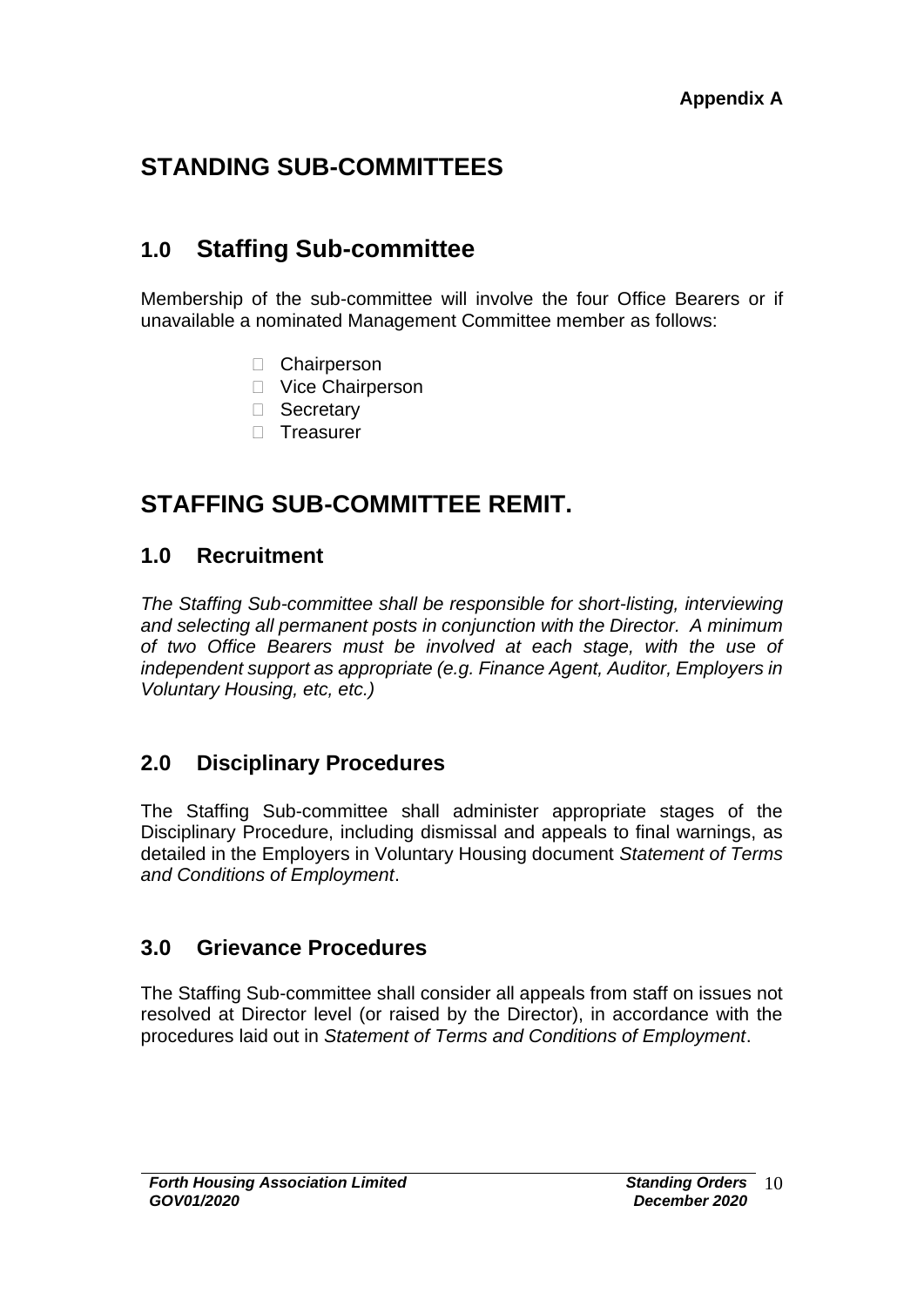**Appendix A**

# STANDING SUB-COMMITTEES

## 1.0 Staffing Sub-committee

Membership of the sub-committee will involve the four Office Bearers or if unavailable a nominated Management Committee member as follows:

- Chairperson
- Vice Chairperson
- Secretary
- Treasurer

# STAFFING SUB-COMMITTEE REMIT.

## 1.0 Recruitment

*The Staffing Sub-committee shall be responsible for short-listing, interviewing and selecting all permanent posts in conjunction with the Director. A minimum of two Office Bearers must be involved at each stage, with the use of independent support as appropriate (e.g. Finance Agent, Auditor, Employers in Voluntary Housing, etc, etc.)*

## 2.0 Disciplinary Procedures

The Staffing Sub-committee shall administer appropriate stages of the Disciplinary Procedure, including dismissal and appeals to final warnings, as detailed in the Employers in Voluntary Housing document *Statement of Terms and Conditions of Employment*.

## 3.0 Grievance Procedures

The Staffing Sub-committee shall consider all appeals from staff on issues not resolved at Director level (or raised by the Director), in accordance with the procedures laid out in *Statement of Terms and Conditions of Employment*.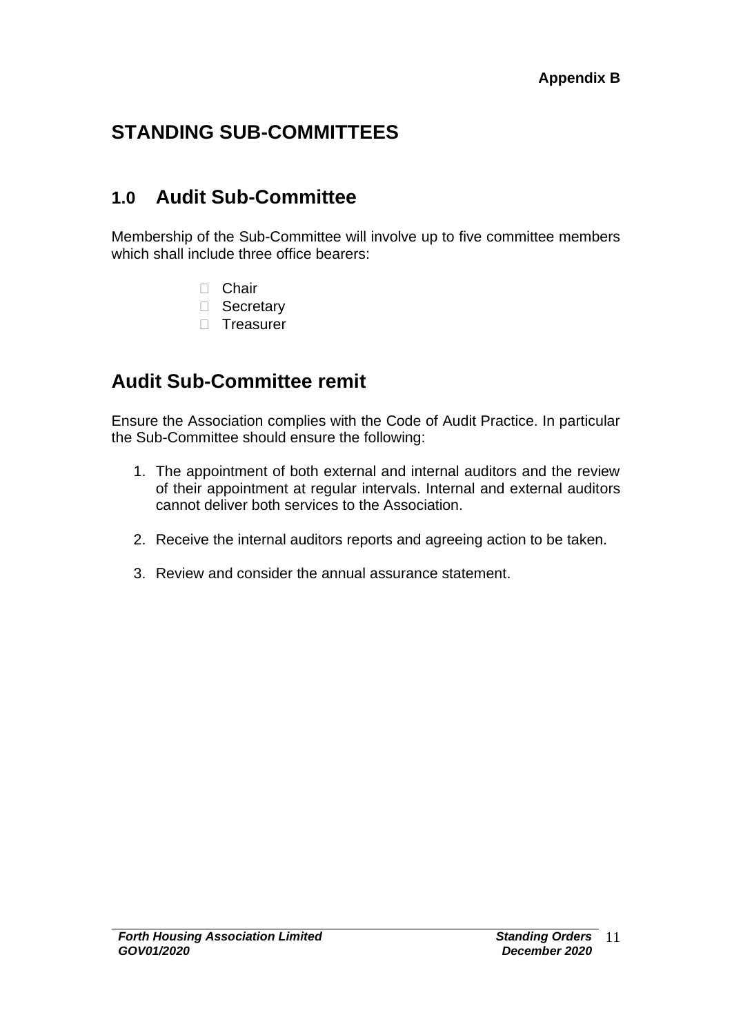**Appendix B**

# STANDING SUB-COMMITTEES

## 1.0 Audit Sub-Committee

Membership of the Sub-Committee will involve up to five committee members which shall include three office bearers:

- Chair
- Secretary
- Treasurer

## Audit Sub-Committee remit

Ensure the Association complies with the Code of Audit Practice. In particular the Sub-Committee should ensure the following:

1. The appointment of both external and internal auditors and the review of their appointment at regular intervals. Internal and external auditors cannot deliver both services to the Association.

2. Receive the internal auditors reports and agreeing action to be taken.

3. Review and consider the annual assurance statement.